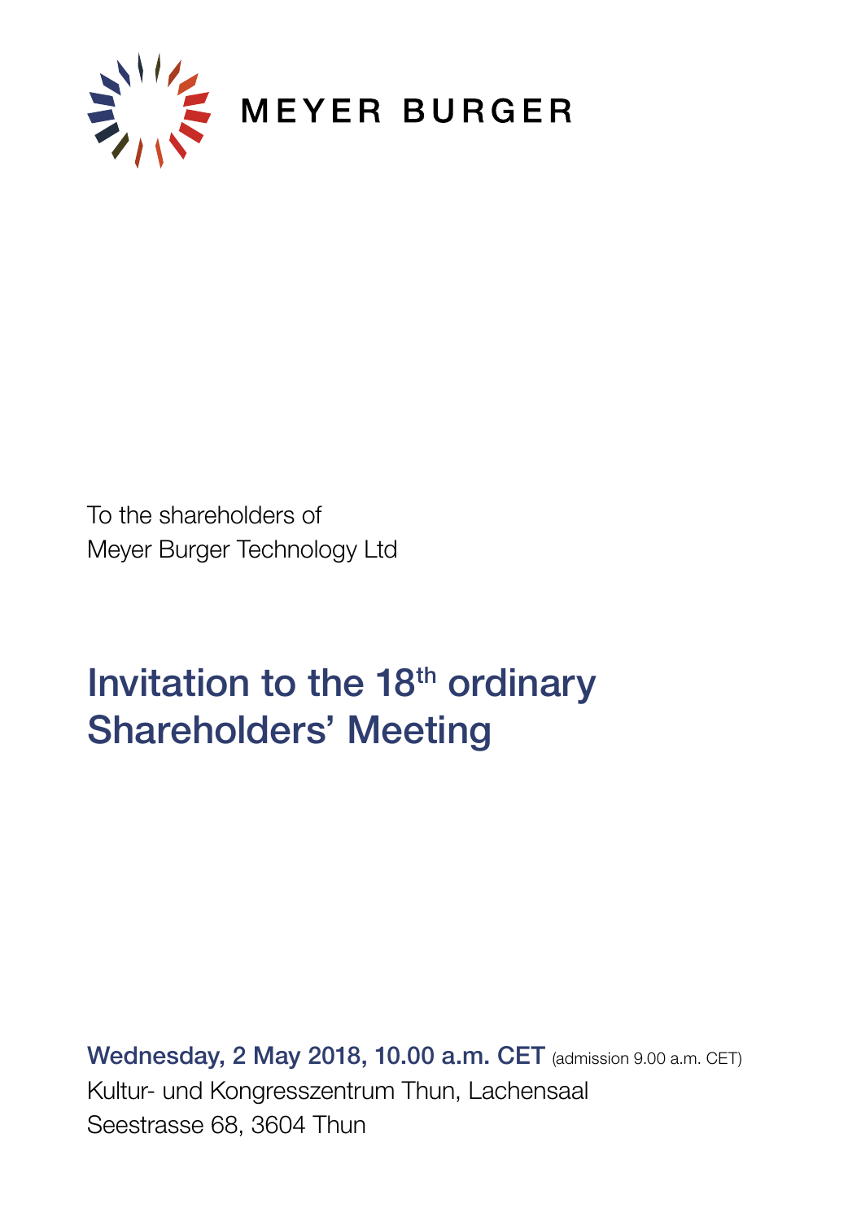MEYER BURGER

To the shareholders of
Meyer Burger Technology Ltd

# Invitation to the 18th ordinary Shareholders' Meeting

**Wednesday, 2 May 2018, 10.00 a.m. CET** (admission 9.00 a.m. CET)
Kultur- und Kongresszentrum Thun, Lachensaal
Seestrasse 68, 3604 Thun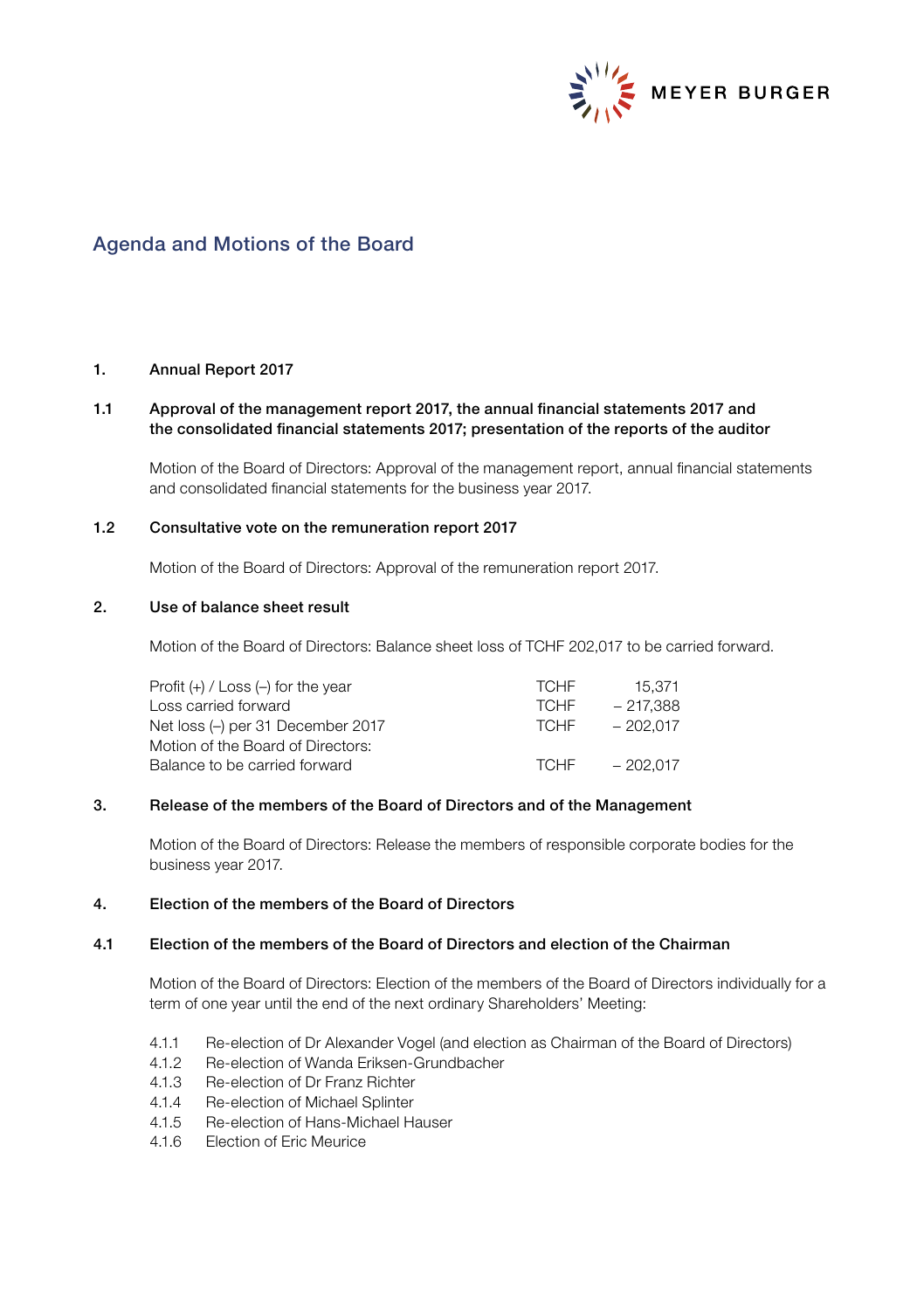# Agenda and Motions of the Board

## 1. Annual Report 2017

### 1.1 Approval of the management report 2017, the annual financial statements 2017 and the consolidated financial statements 2017; presentation of the reports of the auditor

Motion of the Board of Directors: Approval of the management report, annual financial statements and consolidated financial statements for the business year 2017.

### 1.2 Consultative vote on the remuneration report 2017

Motion of the Board of Directors: Approval of the remuneration report 2017.

## 2. Use of balance sheet result

Motion of the Board of Directors: Balance sheet loss of TCHF 202,017 to be carried forward.

| | | |
|---|---|---|
| Profit (+) / Loss (–) for the year | TCHF | 15,371 |
| Loss carried forward | TCHF | – 217,388 |
| Net loss (–) per 31 December 2017 | TCHF | – 202,017 |
| Motion of the Board of Directors: | | |
| Balance to be carried forward | TCHF | – 202,017 |

## 3. Release of the members of the Board of Directors and of the Management

Motion of the Board of Directors: Release the members of responsible corporate bodies for the business year 2017.

## 4. Election of the members of the Board of Directors

### 4.1 Election of the members of the Board of Directors and election of the Chairman

Motion of the Board of Directors: Election of the members of the Board of Directors individually for a term of one year until the end of the next ordinary Shareholders' Meeting:

4.1.1 Re-election of Dr Alexander Vogel (and election as Chairman of the Board of Directors)
4.1.2 Re-election of Wanda Eriksen-Grundbacher
4.1.3 Re-election of Dr Franz Richter
4.1.4 Re-election of Michael Splinter
4.1.5 Re-election of Hans-Michael Hauser
4.1.6 Election of Eric Meurice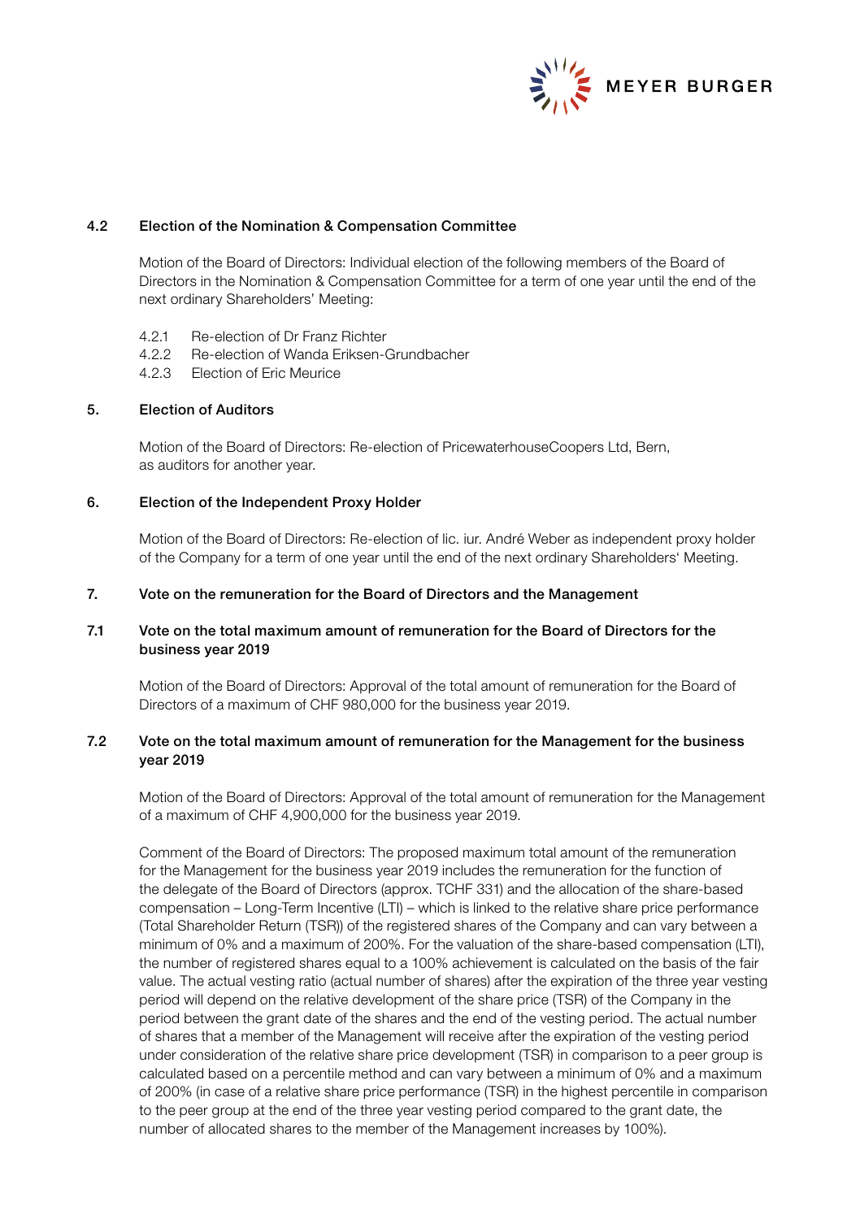### 4.2 Election of the Nomination & Compensation Committee

Motion of the Board of Directors: Individual election of the following members of the Board of Directors in the Nomination & Compensation Committee for a term of one year until the end of the next ordinary Shareholders' Meeting:

- 4.2.1 Re-election of Dr Franz Richter
- 4.2.2 Re-election of Wanda Eriksen-Grundbacher
- 4.2.3 Election of Eric Meurice

## 5. Election of Auditors

Motion of the Board of Directors: Re-election of PricewaterhouseCoopers Ltd, Bern, as auditors for another year.

## 6. Election of the Independent Proxy Holder

Motion of the Board of Directors: Re-election of lic. iur. André Weber as independent proxy holder of the Company for a term of one year until the end of the next ordinary Shareholders' Meeting.

## 7. Vote on the remuneration for the Board of Directors and the Management

### 7.1 Vote on the total maximum amount of remuneration for the Board of Directors for the business year 2019

Motion of the Board of Directors: Approval of the total amount of remuneration for the Board of Directors of a maximum of CHF 980,000 for the business year 2019.

### 7.2 Vote on the total maximum amount of remuneration for the Management for the business year 2019

Motion of the Board of Directors: Approval of the total amount of remuneration for the Management of a maximum of CHF 4,900,000 for the business year 2019.

Comment of the Board of Directors: The proposed maximum total amount of the remuneration for the Management for the business year 2019 includes the remuneration for the function of the delegate of the Board of Directors (approx. TCHF 331) and the allocation of the share-based compensation – Long-Term Incentive (LTI) – which is linked to the relative share price performance (Total Shareholder Return (TSR)) of the registered shares of the Company and can vary between a minimum of 0% and a maximum of 200%. For the valuation of the share-based compensation (LTI), the number of registered shares equal to a 100% achievement is calculated on the basis of the fair value. The actual vesting ratio (actual number of shares) after the expiration of the three year vesting period will depend on the relative development of the share price (TSR) of the Company in the period between the grant date of the shares and the end of the vesting period. The actual number of shares that a member of the Management will receive after the expiration of the vesting period under consideration of the relative share price development (TSR) in comparison to a peer group is calculated based on a percentile method and can vary between a minimum of 0% and a maximum of 200% (in case of a relative share price performance (TSR) in the highest percentile in comparison to the peer group at the end of the three year vesting period compared to the grant date, the number of allocated shares to the member of the Management increases by 100%).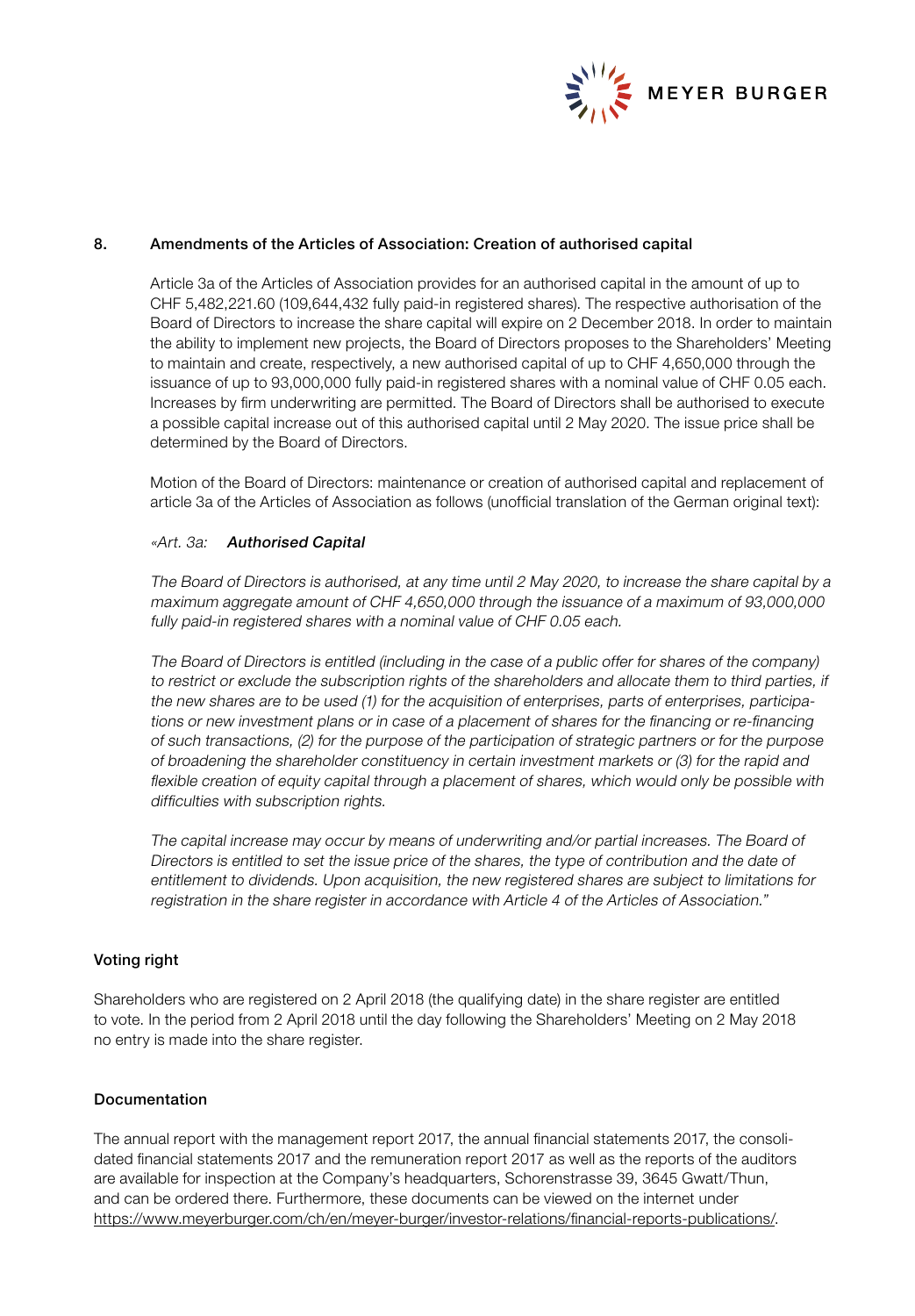## 8. Amendments of the Articles of Association: Creation of authorised capital

Article 3a of the Articles of Association provides for an authorised capital in the amount of up to CHF 5,482,221.60 (109,644,432 fully paid-in registered shares). The respective authorisation of the Board of Directors to increase the share capital will expire on 2 December 2018. In order to maintain the ability to implement new projects, the Board of Directors proposes to the Shareholders' Meeting to maintain and create, respectively, a new authorised capital of up to CHF 4,650,000 through the issuance of up to 93,000,000 fully paid-in registered shares with a nominal value of CHF 0.05 each. Increases by firm underwriting are permitted. The Board of Directors shall be authorised to execute a possible capital increase out of this authorised capital until 2 May 2020. The issue price shall be determined by the Board of Directors.

Motion of the Board of Directors: maintenance or creation of authorised capital and replacement of article 3a of the Articles of Association as follows (unofficial translation of the German original text):

*«Art. 3a:* ***Authorised Capital***

*The Board of Directors is authorised, at any time until 2 May 2020, to increase the share capital by a maximum aggregate amount of CHF 4,650,000 through the issuance of a maximum of 93,000,000 fully paid-in registered shares with a nominal value of CHF 0.05 each.*

*The Board of Directors is entitled (including in the case of a public offer for shares of the company) to restrict or exclude the subscription rights of the shareholders and allocate them to third parties, if the new shares are to be used (1) for the acquisition of enterprises, parts of enterprises, participations or new investment plans or in case of a placement of shares for the financing or re-financing of such transactions, (2) for the purpose of the participation of strategic partners or for the purpose of broadening the shareholder constituency in certain investment markets or (3) for the rapid and flexible creation of equity capital through a placement of shares, which would only be possible with difficulties with subscription rights.*

*The capital increase may occur by means of underwriting and/or partial increases. The Board of Directors is entitled to set the issue price of the shares, the type of contribution and the date of entitlement to dividends. Upon acquisition, the new registered shares are subject to limitations for registration in the share register in accordance with Article 4 of the Articles of Association."*

## Voting right

Shareholders who are registered on 2 April 2018 (the qualifying date) in the share register are entitled to vote. In the period from 2 April 2018 until the day following the Shareholders' Meeting on 2 May 2018 no entry is made into the share register.

## Documentation

The annual report with the management report 2017, the annual financial statements 2017, the consolidated financial statements 2017 and the remuneration report 2017 as well as the reports of the auditors are available for inspection at the Company's headquarters, Schorenstrasse 39, 3645 Gwatt/Thun, and can be ordered there. Furthermore, these documents can be viewed on the internet under https://www.meyerburger.com/ch/en/meyer-burger/investor-relations/financial-reports-publications/.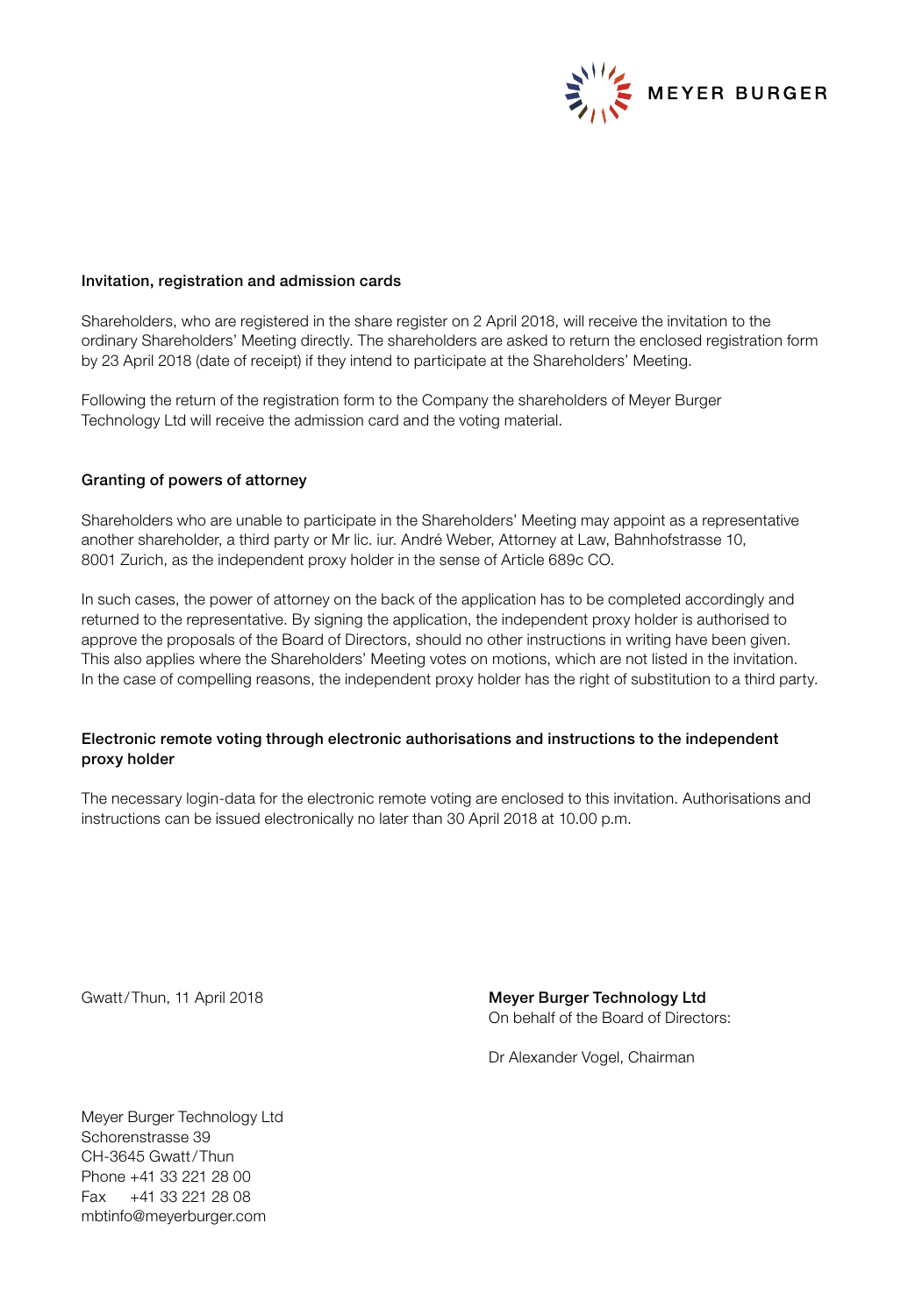MEYER BURGER

## Invitation, registration and admission cards

Shareholders, who are registered in the share register on 2 April 2018, will receive the invitation to the ordinary Shareholders' Meeting directly. The shareholders are asked to return the enclosed registration form by 23 April 2018 (date of receipt) if they intend to participate at the Shareholders' Meeting.

Following the return of the registration form to the Company the shareholders of Meyer Burger Technology Ltd will receive the admission card and the voting material.

## Granting of powers of attorney

Shareholders who are unable to participate in the Shareholders' Meeting may appoint as a representative another shareholder, a third party or Mr lic. iur. André Weber, Attorney at Law, Bahnhofstrasse 10, 8001 Zurich, as the independent proxy holder in the sense of Article 689c CO.

In such cases, the power of attorney on the back of the application has to be completed accordingly and returned to the representative. By signing the application, the independent proxy holder is authorised to approve the proposals of the Board of Directors, should no other instructions in writing have been given. This also applies where the Shareholders' Meeting votes on motions, which are not listed in the invitation. In the case of compelling reasons, the independent proxy holder has the right of substitution to a third party.

## Electronic remote voting through electronic authorisations and instructions to the independent proxy holder

The necessary login-data for the electronic remote voting are enclosed to this invitation. Authorisations and instructions can be issued electronically no later than 30 April 2018 at 10.00 p.m.

Gwatt/Thun, 11 April 2018

**Meyer Burger Technology Ltd**
On behalf of the Board of Directors:

Dr Alexander Vogel, Chairman

Meyer Burger Technology Ltd
Schorenstrasse 39
CH-3645 Gwatt/Thun
Phone +41 33 221 28 00
Fax +41 33 221 28 08
mbtinfo@meyerburger.com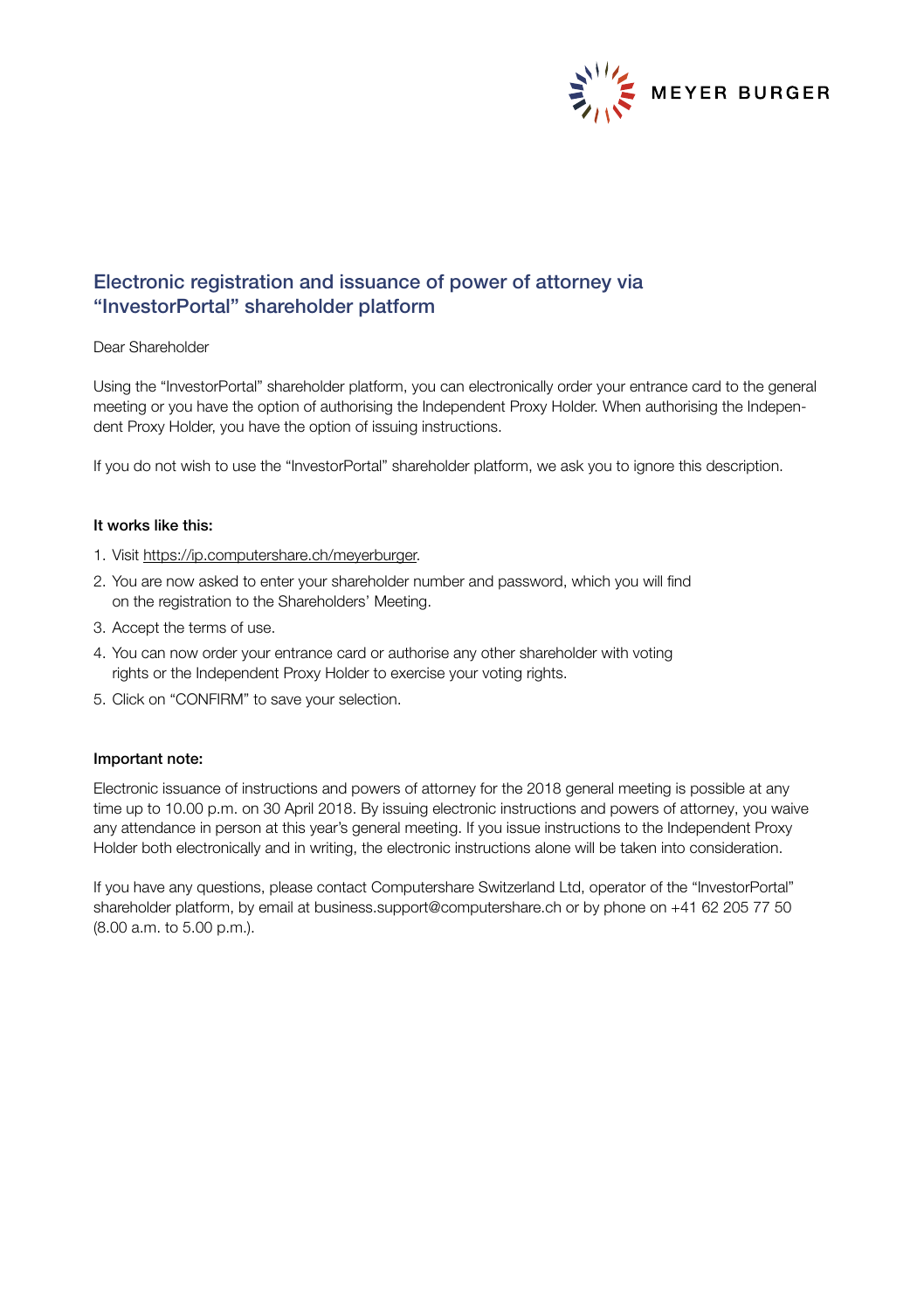MEYER BURGER

# Electronic registration and issuance of power of attorney via "InvestorPortal" shareholder platform

Dear Shareholder

Using the "InvestorPortal" shareholder platform, you can electronically order your entrance card to the general meeting or you have the option of authorising the Independent Proxy Holder. When authorising the Independent Proxy Holder, you have the option of issuing instructions.

If you do not wish to use the "InvestorPortal" shareholder platform, we ask you to ignore this description.

**It works like this:**

1. Visit https://ip.computershare.ch/meyerburger.
2. You are now asked to enter your shareholder number and password, which you will find on the registration to the Shareholders' Meeting.
3. Accept the terms of use.
4. You can now order your entrance card or authorise any other shareholder with voting rights or the Independent Proxy Holder to exercise your voting rights.
5. Click on "CONFIRM" to save your selection.

**Important note:**

Electronic issuance of instructions and powers of attorney for the 2018 general meeting is possible at any time up to 10.00 p.m. on 30 April 2018. By issuing electronic instructions and powers of attorney, you waive any attendance in person at this year's general meeting. If you issue instructions to the Independent Proxy Holder both electronically and in writing, the electronic instructions alone will be taken into consideration.

If you have any questions, please contact Computershare Switzerland Ltd, operator of the "InvestorPortal" shareholder platform, by email at business.support@computershare.ch or by phone on +41 62 205 77 50 (8.00 a.m. to 5.00 p.m.).